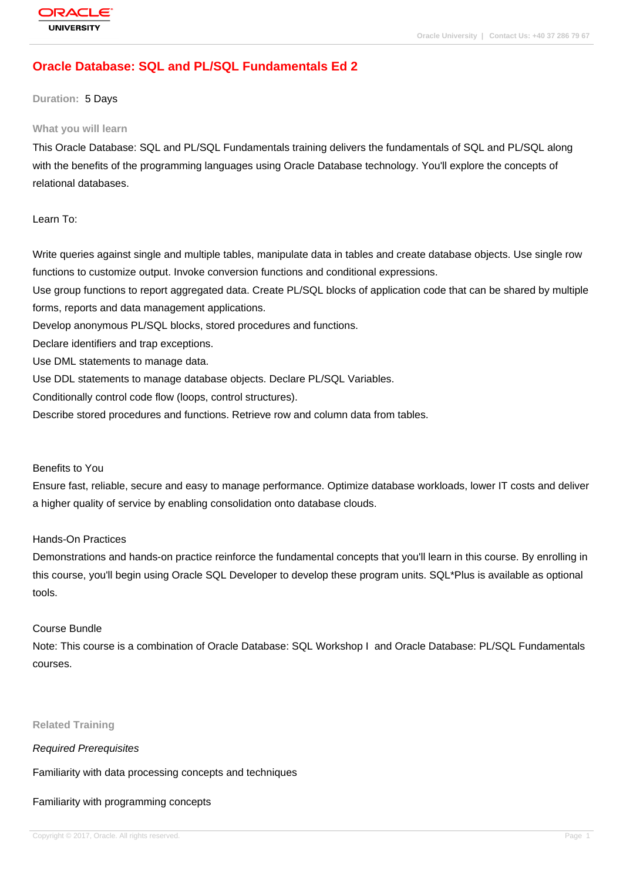# Oracle Database: SQL and PL/SQL Fundamentals Ed 2

**Duration:** 5 Days

## What you will learn

This Oracle Database: SQL and PL/SQL Fundamentals training delivers the fundamentals of SQL and PL/SQL along with the benefits of the programming languages using Oracle Database technology. You'll explore the concepts of relational databases.

Learn To:

Write queries against single and multiple tables, manipulate data in tables and create database objects. Use single row functions to customize output. Invoke conversion functions and conditional expressions.
Use group functions to report aggregated data. Create PL/SQL blocks of application code that can be shared by multiple forms, reports and data management applications.
Develop anonymous PL/SQL blocks, stored procedures and functions.
Declare identifiers and trap exceptions.
Use DML statements to manage data.
Use DDL statements to manage database objects. Declare PL/SQL Variables.
Conditionally control code flow (loops, control structures).
Describe stored procedures and functions. Retrieve row and column data from tables.

Benefits to You
Ensure fast, reliable, secure and easy to manage performance. Optimize database workloads, lower IT costs and deliver a higher quality of service by enabling consolidation onto database clouds.

Hands-On Practices
Demonstrations and hands-on practice reinforce the fundamental concepts that you'll learn in this course. By enrolling in this course, you'll begin using Oracle SQL Developer to develop these program units. SQL*Plus is available as optional tools.

Course Bundle
Note: This course is a combination of Oracle Database: SQL Workshop I and Oracle Database: PL/SQL Fundamentals courses.

## Related Training

*Required Prerequisites*

Familiarity with data processing concepts and techniques

Familiarity with programming concepts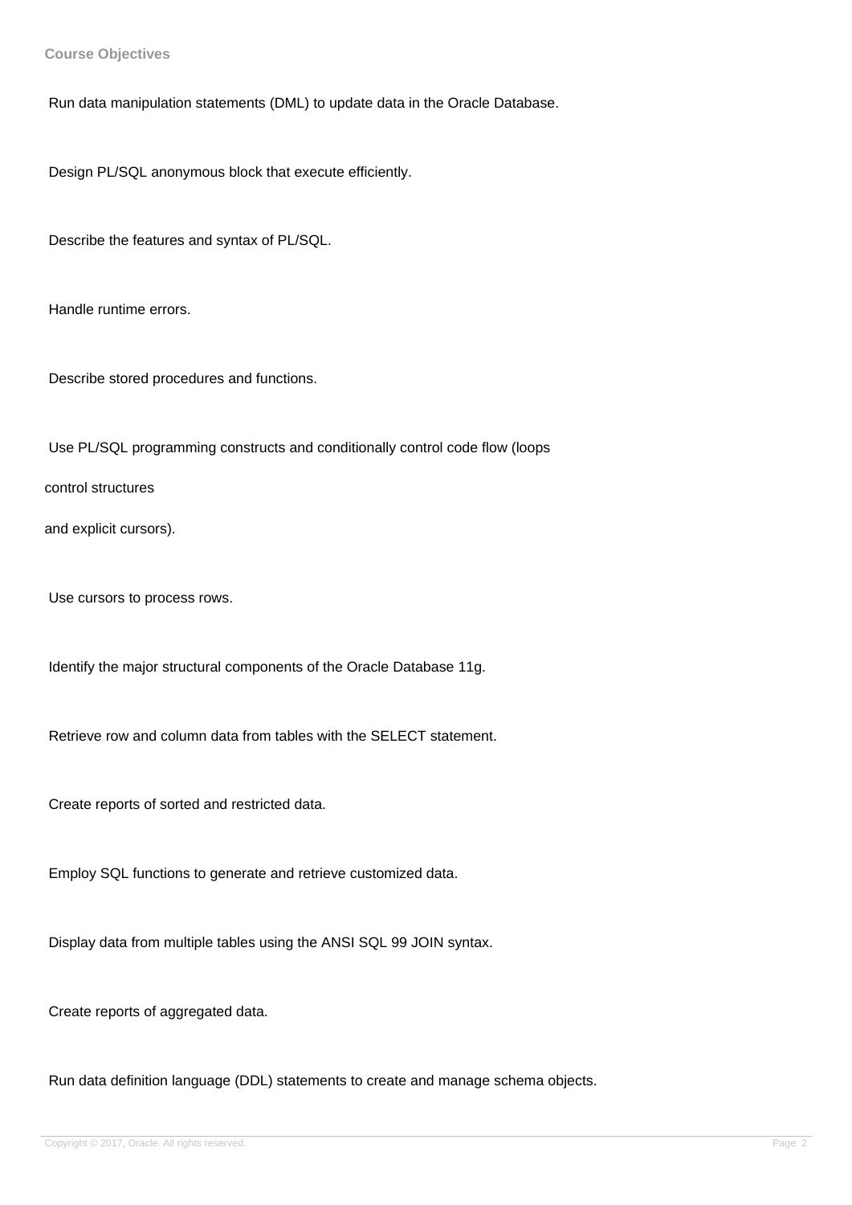## Course Objectives

Run data manipulation statements (DML) to update data in the Oracle Database.

Design PL/SQL anonymous block that execute efficiently.

Describe the features and syntax of PL/SQL.

Handle runtime errors.

Describe stored procedures and functions.

Use PL/SQL programming constructs and conditionally control code flow (loops

control structures

and explicit cursors).

Use cursors to process rows.

Identify the major structural components of the Oracle Database 11g.

Retrieve row and column data from tables with the SELECT statement.

Create reports of sorted and restricted data.

Employ SQL functions to generate and retrieve customized data.

Display data from multiple tables using the ANSI SQL 99 JOIN syntax.

Create reports of aggregated data.

Run data definition language (DDL) statements to create and manage schema objects.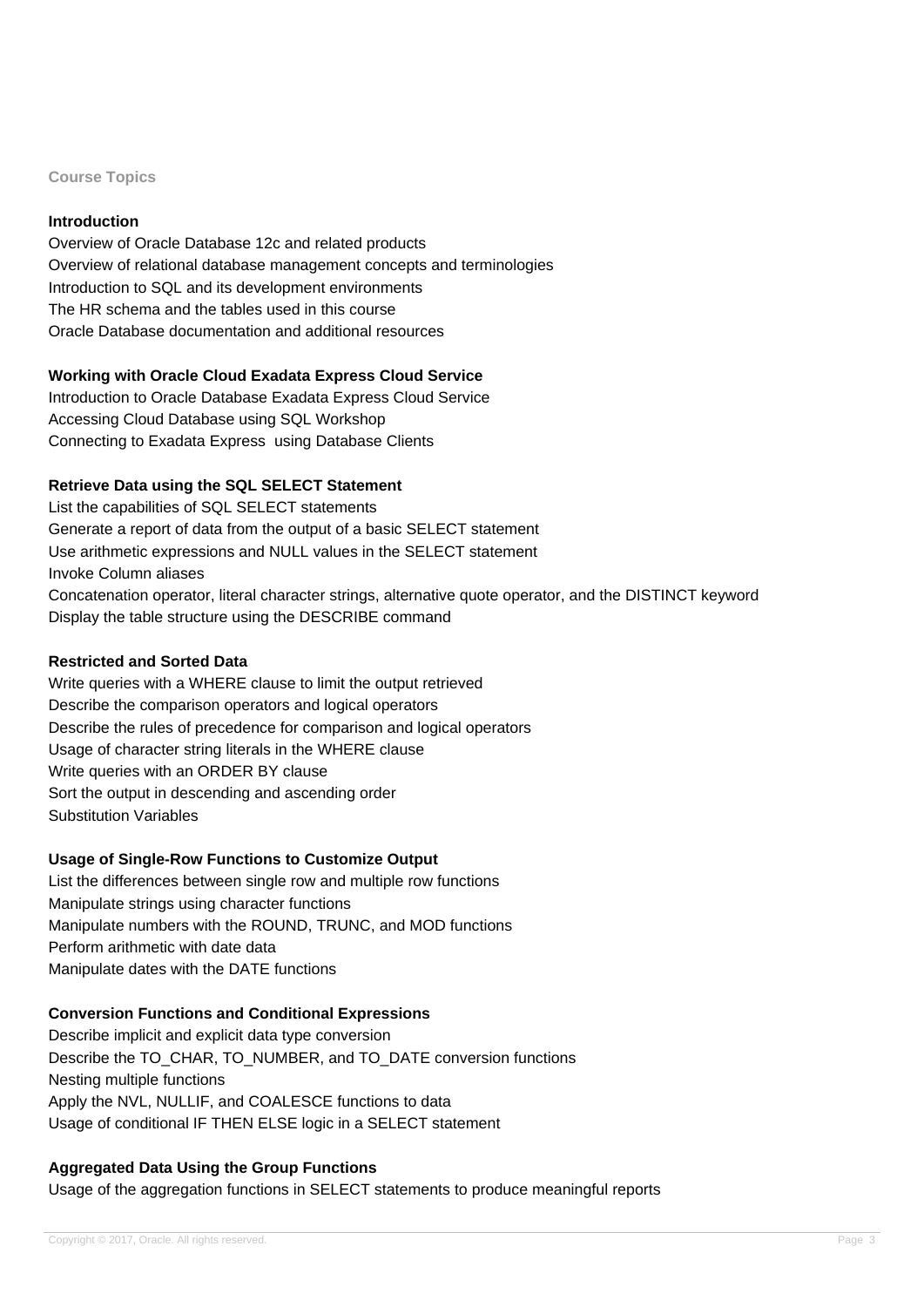## Course Topics

### Introduction

Overview of Oracle Database 12c and related products
Overview of relational database management concepts and terminologies
Introduction to SQL and its development environments
The HR schema and the tables used in this course
Oracle Database documentation and additional resources

### Working with Oracle Cloud Exadata Express Cloud Service

Introduction to Oracle Database Exadata Express Cloud Service
Accessing Cloud Database using SQL Workshop
Connecting to Exadata Express  using Database Clients

### Retrieve Data using the SQL SELECT Statement

List the capabilities of SQL SELECT statements
Generate a report of data from the output of a basic SELECT statement
Use arithmetic expressions and NULL values in the SELECT statement
Invoke Column aliases
Concatenation operator, literal character strings, alternative quote operator, and the DISTINCT keyword
Display the table structure using the DESCRIBE command

### Restricted and Sorted Data

Write queries with a WHERE clause to limit the output retrieved
Describe the comparison operators and logical operators
Describe the rules of precedence for comparison and logical operators
Usage of character string literals in the WHERE clause
Write queries with an ORDER BY clause
Sort the output in descending and ascending order
Substitution Variables

### Usage of Single-Row Functions to Customize Output

List the differences between single row and multiple row functions
Manipulate strings using character functions
Manipulate numbers with the ROUND, TRUNC, and MOD functions
Perform arithmetic with date data
Manipulate dates with the DATE functions

### Conversion Functions and Conditional Expressions

Describe implicit and explicit data type conversion
Describe the TO_CHAR, TO_NUMBER, and TO_DATE conversion functions
Nesting multiple functions
Apply the NVL, NULLIF, and COALESCE functions to data
Usage of conditional IF THEN ELSE logic in a SELECT statement

### Aggregated Data Using the Group Functions

Usage of the aggregation functions in SELECT statements to produce meaningful reports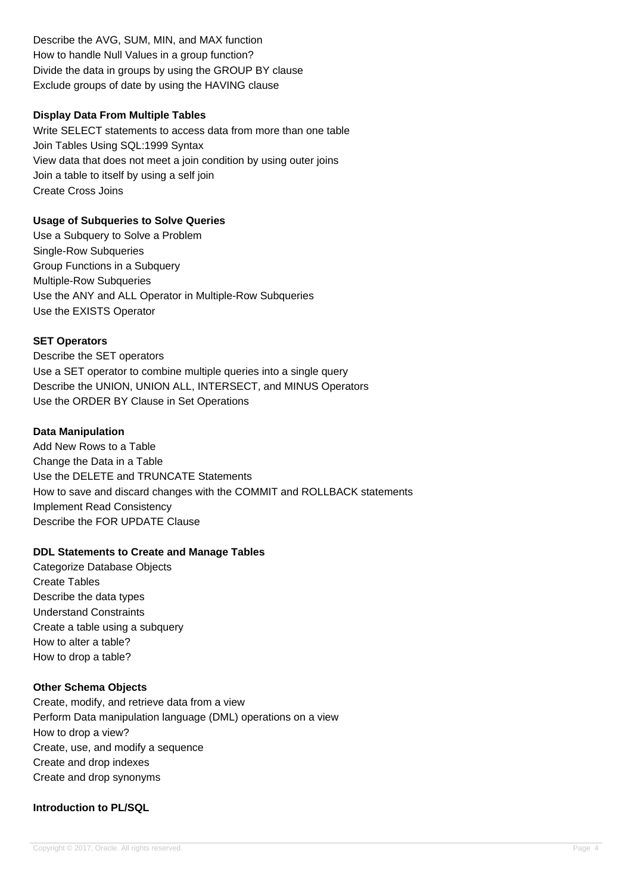Describe the AVG, SUM, MIN, and MAX function
How to handle Null Values in a group function?
Divide the data in groups by using the GROUP BY clause
Exclude groups of date by using the HAVING clause

**Display Data From Multiple Tables**

Write SELECT statements to access data from more than one table
Join Tables Using SQL:1999 Syntax
View data that does not meet a join condition by using outer joins
Join a table to itself by using a self join
Create Cross Joins

**Usage of Subqueries to Solve Queries**

Use a Subquery to Solve a Problem
Single-Row Subqueries
Group Functions in a Subquery
Multiple-Row Subqueries
Use the ANY and ALL Operator in Multiple-Row Subqueries
Use the EXISTS Operator

**SET Operators**

Describe the SET operators
Use a SET operator to combine multiple queries into a single query
Describe the UNION, UNION ALL, INTERSECT, and MINUS Operators
Use the ORDER BY Clause in Set Operations

**Data Manipulation**

Add New Rows to a Table
Change the Data in a Table
Use the DELETE and TRUNCATE Statements
How to save and discard changes with the COMMIT and ROLLBACK statements
Implement Read Consistency
Describe the FOR UPDATE Clause

**DDL Statements to Create and Manage Tables**

Categorize Database Objects
Create Tables
Describe the data types
Understand Constraints
Create a table using a subquery
How to alter a table?
How to drop a table?

**Other Schema Objects**

Create, modify, and retrieve data from a view
Perform Data manipulation language (DML) operations on a view
How to drop a view?
Create, use, and modify a sequence
Create and drop indexes
Create and drop synonyms

**Introduction to PL/SQL**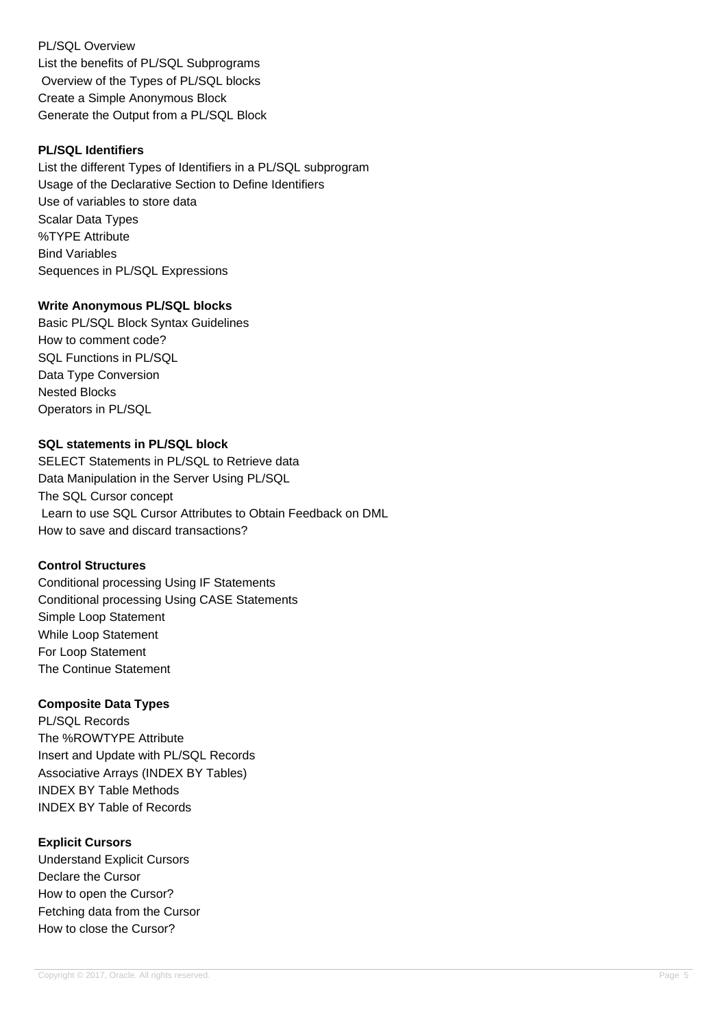PL/SQL Overview
List the benefits of PL/SQL Subprograms
Overview of the Types of PL/SQL blocks
Create a Simple Anonymous Block
Generate the Output from a PL/SQL Block

**PL/SQL Identifiers**
List the different Types of Identifiers in a PL/SQL subprogram
Usage of the Declarative Section to Define Identifiers
Use of variables to store data
Scalar Data Types
%TYPE Attribute
Bind Variables
Sequences in PL/SQL Expressions

**Write Anonymous PL/SQL blocks**
Basic PL/SQL Block Syntax Guidelines
How to comment code?
SQL Functions in PL/SQL
Data Type Conversion
Nested Blocks
Operators in PL/SQL

**SQL statements in PL/SQL block**
SELECT Statements in PL/SQL to Retrieve data
Data Manipulation in the Server Using PL/SQL
The SQL Cursor concept
Learn to use SQL Cursor Attributes to Obtain Feedback on DML
How to save and discard transactions?

**Control Structures**
Conditional processing Using IF Statements
Conditional processing Using CASE Statements
Simple Loop Statement
While Loop Statement
For Loop Statement
The Continue Statement

**Composite Data Types**
PL/SQL Records
The %ROWTYPE Attribute
Insert and Update with PL/SQL Records
Associative Arrays (INDEX BY Tables)
INDEX BY Table Methods
INDEX BY Table of Records

**Explicit Cursors**
Understand Explicit Cursors
Declare the Cursor
How to open the Cursor?
Fetching data from the Cursor
How to close the Cursor?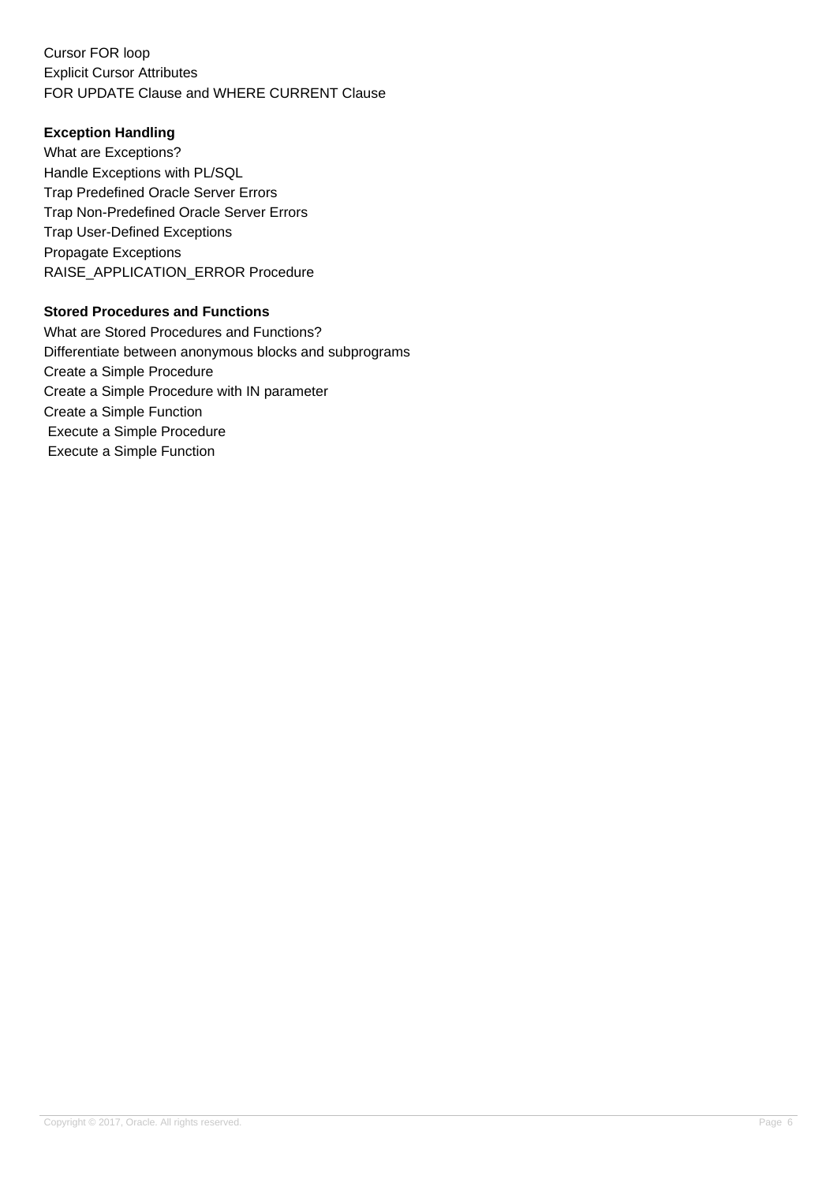Cursor FOR loop
Explicit Cursor Attributes
FOR UPDATE Clause and WHERE CURRENT Clause

**Exception Handling**

What are Exceptions?
Handle Exceptions with PL/SQL
Trap Predefined Oracle Server Errors
Trap Non-Predefined Oracle Server Errors
Trap User-Defined Exceptions
Propagate Exceptions
RAISE_APPLICATION_ERROR Procedure

**Stored Procedures and Functions**

What are Stored Procedures and Functions?
Differentiate between anonymous blocks and subprograms
Create a Simple Procedure
Create a Simple Procedure with IN parameter
Create a Simple Function
Execute a Simple Procedure
Execute a Simple Function